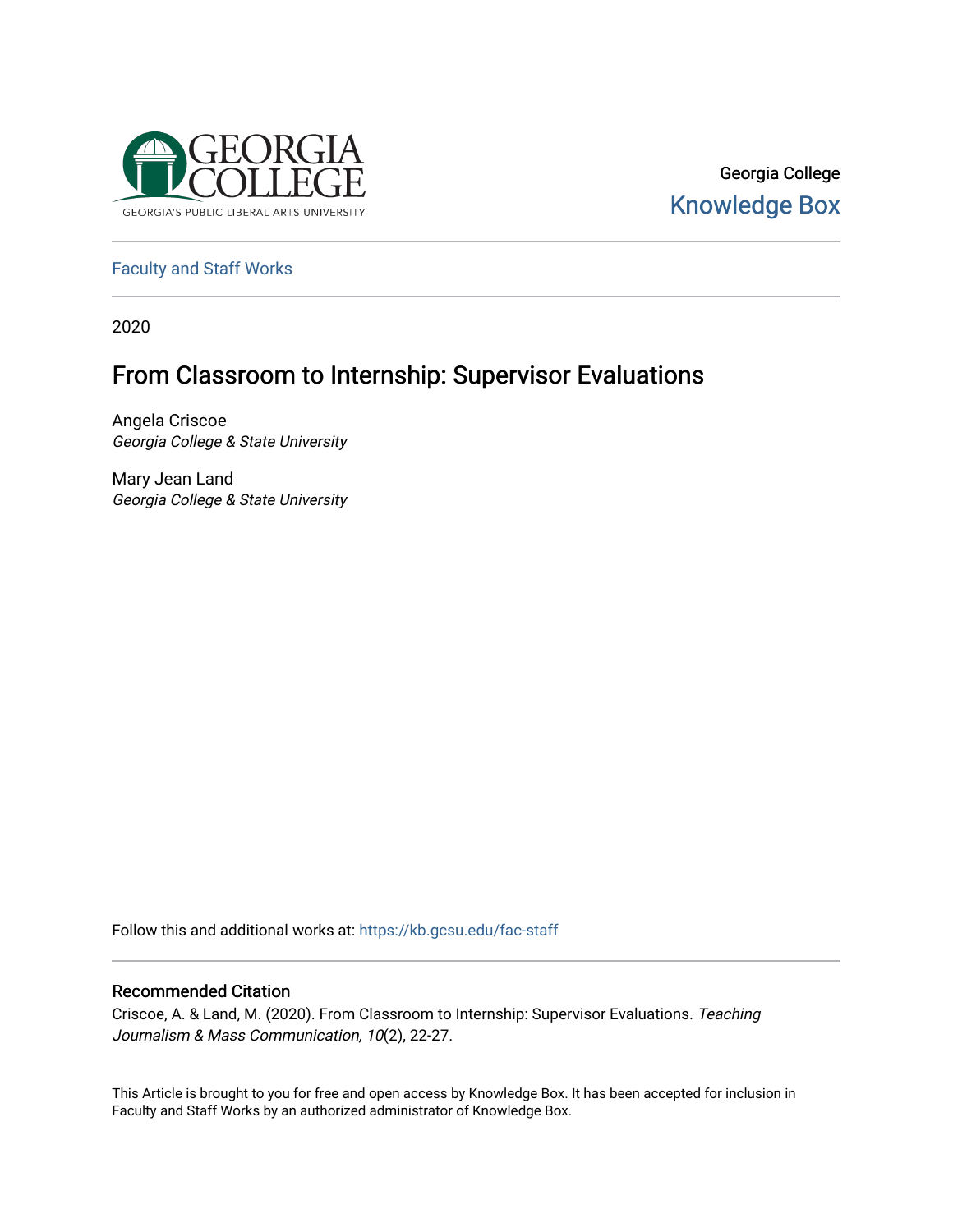Georgia College

Knowledge Box

Faculty and Staff Works

2020

# From Classroom to Internship: Supervisor Evaluations

Angela Criscoe
*Georgia College & State University*

Mary Jean Land
*Georgia College & State University*

Follow this and additional works at: https://kb.gcsu.edu/fac-staff

## Recommended Citation

Criscoe, A. & Land, M. (2020). From Classroom to Internship: Supervisor Evaluations. *Teaching Journalism & Mass Communication, 10*(2), 22-27.

This Article is brought to you for free and open access by Knowledge Box. It has been accepted for inclusion in Faculty and Staff Works by an authorized administrator of Knowledge Box.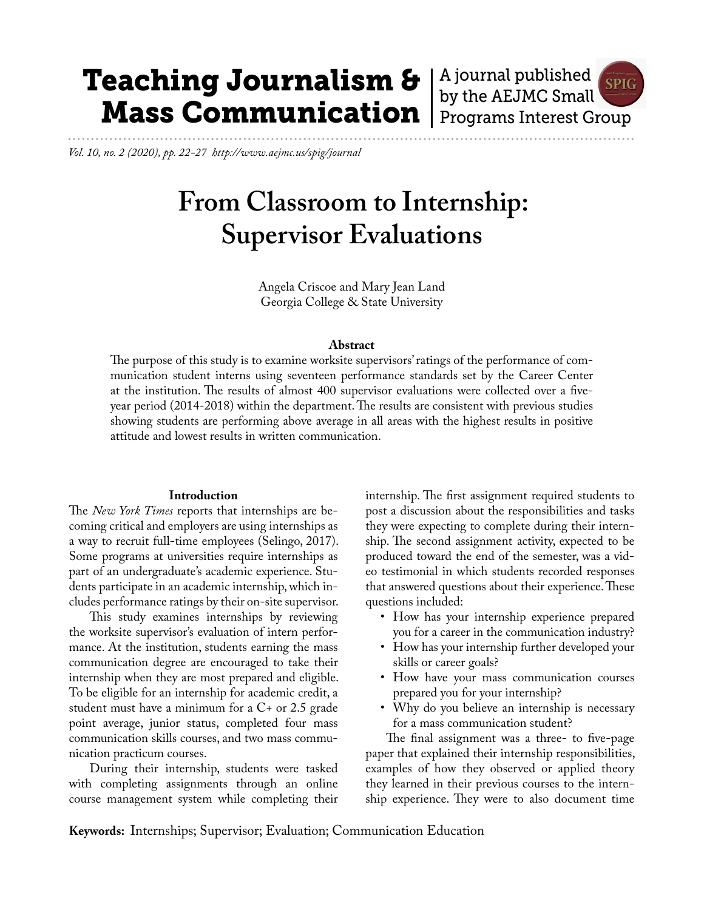# From Classroom to Internship: Supervisor Evaluations

Angela Criscoe and Mary Jean Land
Georgia College & State University

**Abstract**

The purpose of this study is to examine worksite supervisors' ratings of the performance of communication student interns using seventeen performance standards set by the Career Center at the institution. The results of almost 400 supervisor evaluations were collected over a five-year period (2014-2018) within the department. The results are consistent with previous studies showing students are performing above average in all areas with the highest results in positive attitude and lowest results in written communication.

## Introduction

The *New York Times* reports that internships are becoming critical and employers are using internships as a way to recruit full-time employees (Selingo, 2017). Some programs at universities require internships as part of an undergraduate's academic experience. Students participate in an academic internship, which includes performance ratings by their on-site supervisor.

This study examines internships by reviewing the worksite supervisor's evaluation of intern performance. At the institution, students earning the mass communication degree are encouraged to take their internship when they are most prepared and eligible. To be eligible for an internship for academic credit, a student must have a minimum for a C+ or 2.5 grade point average, junior status, completed four mass communication skills courses, and two mass communication practicum courses.

During their internship, students were tasked with completing assignments through an online course management system while completing their internship. The first assignment required students to post a discussion about the responsibilities and tasks they were expecting to complete during their internship. The second assignment activity, expected to be produced toward the end of the semester, was a video testimonial in which students recorded responses that answered questions about their experience. These questions included:

- How has your internship experience prepared you for a career in the communication industry?
- How has your internship further developed your skills or career goals?
- How have your mass communication courses prepared you for your internship?
- Why do you believe an internship is necessary for a mass communication student?

The final assignment was a three- to five-page paper that explained their internship responsibilities, examples of how they observed or applied theory they learned in their previous courses to the internship experience. They were to also document time

**Keywords:** Internships; Supervisor; Evaluation; Communication Education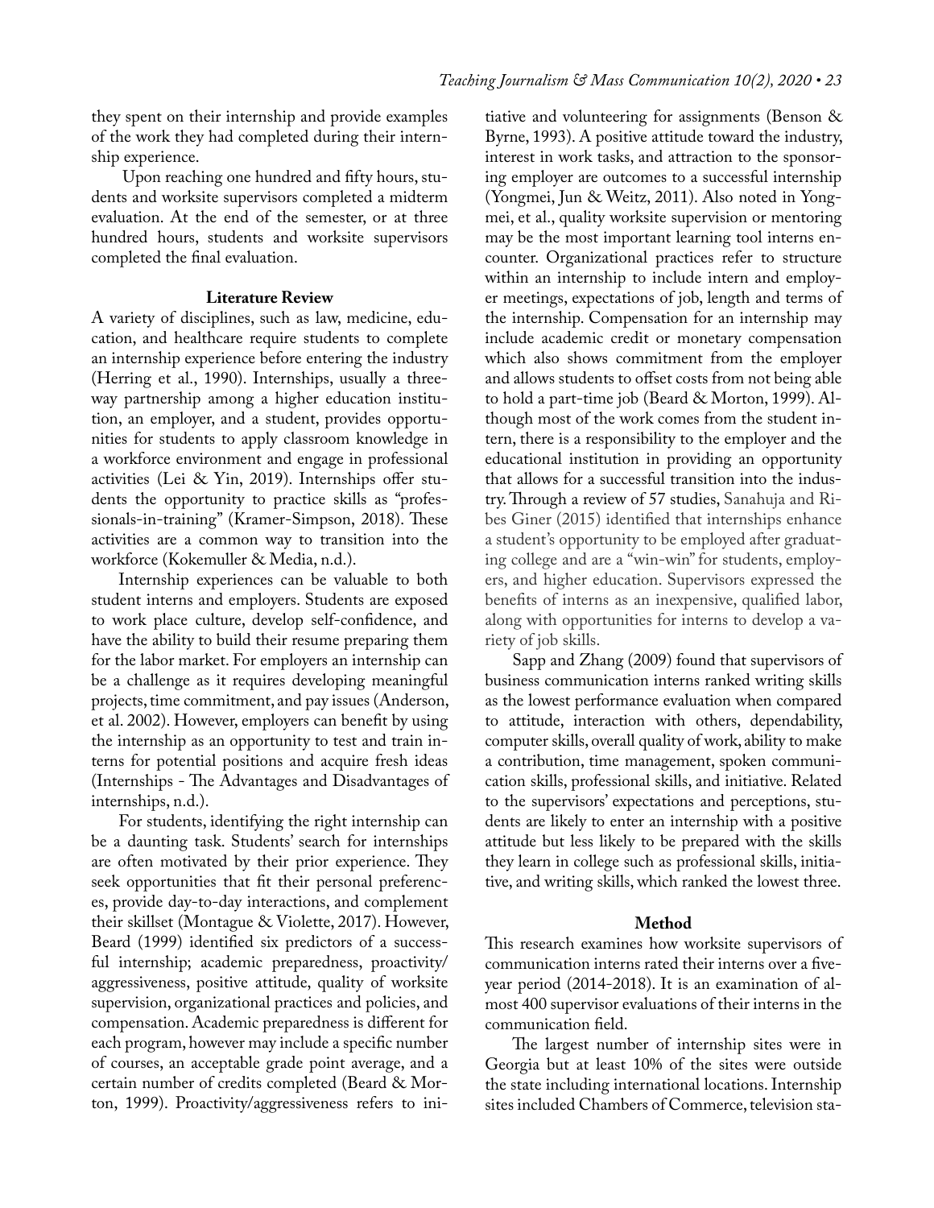they spent on their internship and provide examples of the work they had completed during their internship experience.

Upon reaching one hundred and fifty hours, students and worksite supervisors completed a midterm evaluation. At the end of the semester, or at three hundred hours, students and worksite supervisors completed the final evaluation.

## Literature Review

A variety of disciplines, such as law, medicine, education, and healthcare require students to complete an internship experience before entering the industry (Herring et al., 1990). Internships, usually a three-way partnership among a higher education institution, an employer, and a student, provides opportunities for students to apply classroom knowledge in a workforce environment and engage in professional activities (Lei & Yin, 2019). Internships offer students the opportunity to practice skills as "professionals-in-training" (Kramer-Simpson, 2018). These activities are a common way to transition into the workforce (Kokemuller & Media, n.d.).

Internship experiences can be valuable to both student interns and employers. Students are exposed to work place culture, develop self-confidence, and have the ability to build their resume preparing them for the labor market. For employers an internship can be a challenge as it requires developing meaningful projects, time commitment, and pay issues (Anderson, et al. 2002). However, employers can benefit by using the internship as an opportunity to test and train interns for potential positions and acquire fresh ideas (Internships - The Advantages and Disadvantages of internships, n.d.).

For students, identifying the right internship can be a daunting task. Students' search for internships are often motivated by their prior experience. They seek opportunities that fit their personal preferences, provide day-to-day interactions, and complement their skillset (Montague & Violette, 2017). However, Beard (1999) identified six predictors of a successful internship; academic preparedness, proactivity/aggressiveness, positive attitude, quality of worksite supervision, organizational practices and policies, and compensation. Academic preparedness is different for each program, however may include a specific number of courses, an acceptable grade point average, and a certain number of credits completed (Beard & Morton, 1999). Proactivity/aggressiveness refers to initiative and volunteering for assignments (Benson & Byrne, 1993). A positive attitude toward the industry, interest in work tasks, and attraction to the sponsoring employer are outcomes to a successful internship (Yongmei, Jun & Weitz, 2011). Also noted in Yongmei, et al., quality worksite supervision or mentoring may be the most important learning tool interns encounter. Organizational practices refer to structure within an internship to include intern and employer meetings, expectations of job, length and terms of the internship. Compensation for an internship may include academic credit or monetary compensation which also shows commitment from the employer and allows students to offset costs from not being able to hold a part-time job (Beard & Morton, 1999). Although most of the work comes from the student intern, there is a responsibility to the employer and the educational institution in providing an opportunity that allows for a successful transition into the industry. Through a review of 57 studies, Sanahuja and Ribes Giner (2015) identified that internships enhance a student's opportunity to be employed after graduating college and are a "win-win" for students, employers, and higher education. Supervisors expressed the benefits of interns as an inexpensive, qualified labor, along with opportunities for interns to develop a variety of job skills.

Sapp and Zhang (2009) found that supervisors of business communication interns ranked writing skills as the lowest performance evaluation when compared to attitude, interaction with others, dependability, computer skills, overall quality of work, ability to make a contribution, time management, spoken communication skills, professional skills, and initiative. Related to the supervisors' expectations and perceptions, students are likely to enter an internship with a positive attitude but less likely to be prepared with the skills they learn in college such as professional skills, initiative, and writing skills, which ranked the lowest three.

## Method

This research examines how worksite supervisors of communication interns rated their interns over a five-year period (2014-2018). It is an examination of almost 400 supervisor evaluations of their interns in the communication field.

The largest number of internship sites were in Georgia but at least 10% of the sites were outside the state including international locations. Internship sites included Chambers of Commerce, television sta-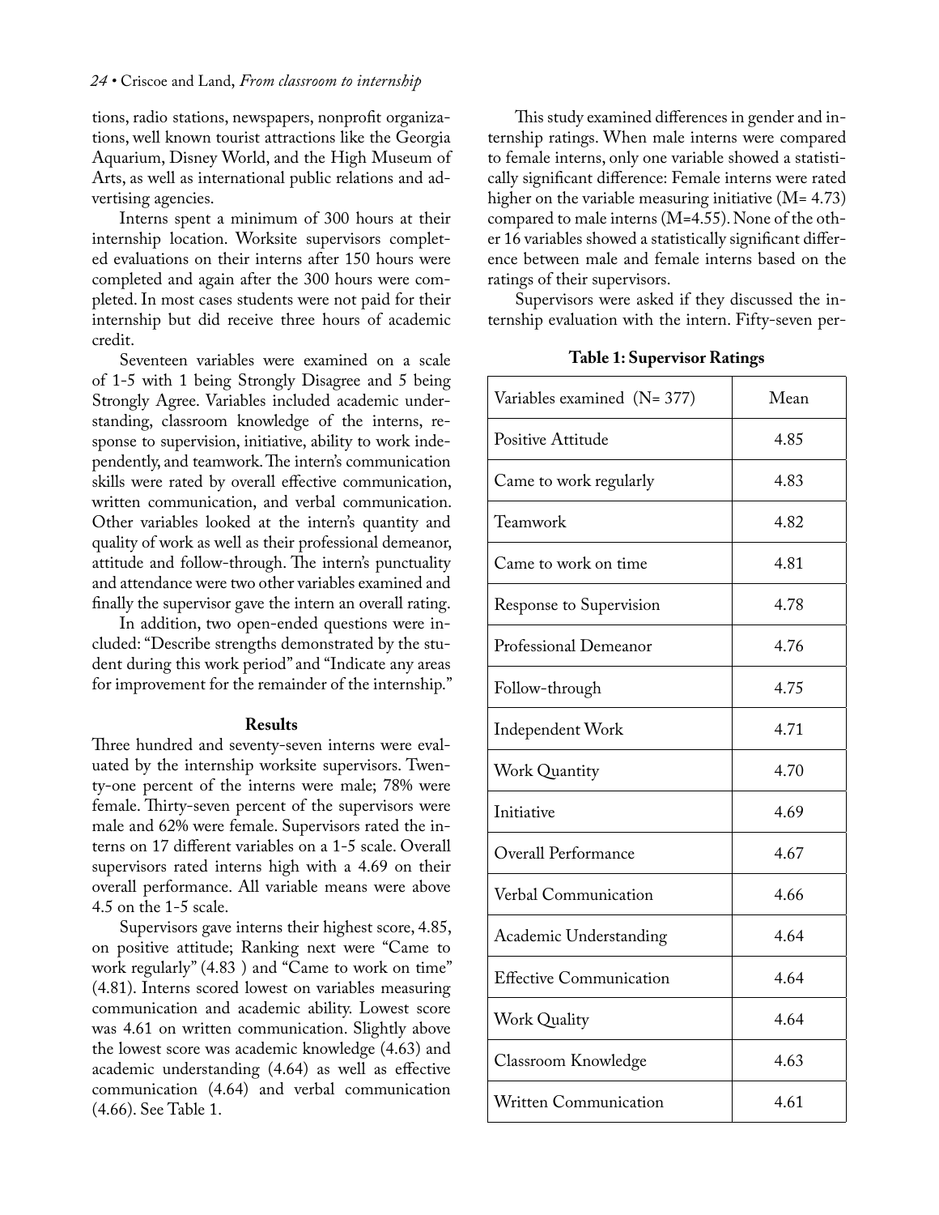tions, radio stations, newspapers, nonprofit organizations, well known tourist attractions like the Georgia Aquarium, Disney World, and the High Museum of Arts, as well as international public relations and advertising agencies.

Interns spent a minimum of 300 hours at their internship location. Worksite supervisors completed evaluations on their interns after 150 hours were completed and again after the 300 hours were completed. In most cases students were not paid for their internship but did receive three hours of academic credit.

Seventeen variables were examined on a scale of 1-5 with 1 being Strongly Disagree and 5 being Strongly Agree. Variables included academic understanding, classroom knowledge of the interns, response to supervision, initiative, ability to work independently, and teamwork. The intern's communication skills were rated by overall effective communication, written communication, and verbal communication. Other variables looked at the intern's quantity and quality of work as well as their professional demeanor, attitude and follow-through. The intern's punctuality and attendance were two other variables examined and finally the supervisor gave the intern an overall rating.

In addition, two open-ended questions were included: "Describe strengths demonstrated by the student during this work period" and "Indicate any areas for improvement for the remainder of the internship."

## Results

Three hundred and seventy-seven interns were evaluated by the internship worksite supervisors. Twenty-one percent of the interns were male; 78% were female. Thirty-seven percent of the supervisors were male and 62% were female. Supervisors rated the interns on 17 different variables on a 1-5 scale. Overall supervisors rated interns high with a 4.69 on their overall performance. All variable means were above 4.5 on the 1-5 scale.

Supervisors gave interns their highest score, 4.85, on positive attitude; Ranking next were "Came to work regularly" (4.83 ) and "Came to work on time" (4.81). Interns scored lowest on variables measuring communication and academic ability. Lowest score was 4.61 on written communication. Slightly above the lowest score was academic knowledge (4.63) and academic understanding (4.64) as well as effective communication (4.64) and verbal communication (4.66). See Table 1.

This study examined differences in gender and internship ratings. When male interns were compared to female interns, only one variable showed a statistically significant difference: Female interns were rated higher on the variable measuring initiative (M= 4.73) compared to male interns (M=4.55). None of the other 16 variables showed a statistically significant difference between male and female interns based on the ratings of their supervisors.

Supervisors were asked if they discussed the internship evaluation with the intern. Fifty-seven per-

**Table 1: Supervisor Ratings**

| Variables examined (N= 377) | Mean |
|---|---|
| Positive Attitude | 4.85 |
| Came to work regularly | 4.83 |
| Teamwork | 4.82 |
| Came to work on time | 4.81 |
| Response to Supervision | 4.78 |
| Professional Demeanor | 4.76 |
| Follow-through | 4.75 |
| Independent Work | 4.71 |
| Work Quantity | 4.70 |
| Initiative | 4.69 |
| Overall Performance | 4.67 |
| Verbal Communication | 4.66 |
| Academic Understanding | 4.64 |
| Effective Communication | 4.64 |
| Work Quality | 4.64 |
| Classroom Knowledge | 4.63 |
| Written Communication | 4.61 |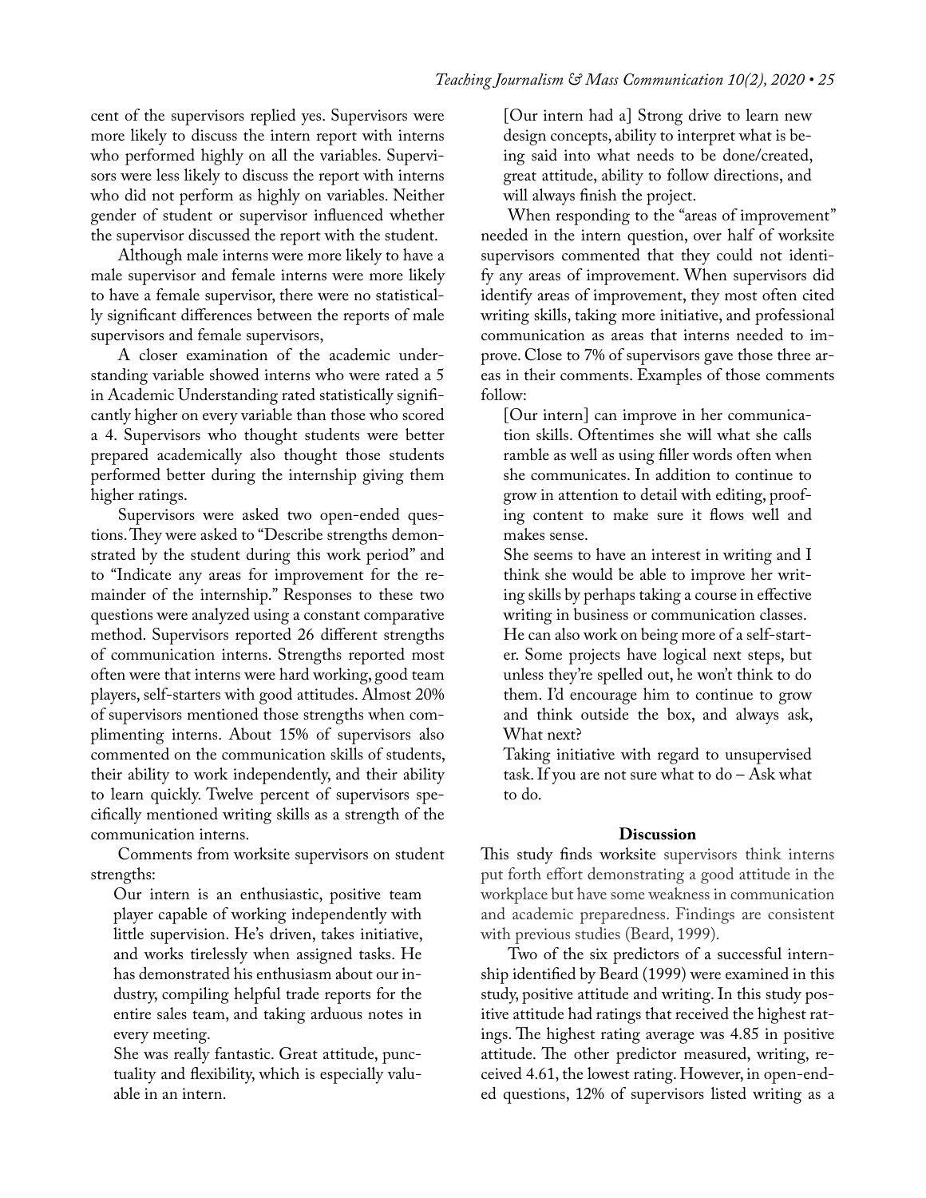cent of the supervisors replied yes. Supervisors were more likely to discuss the intern report with interns who performed highly on all the variables. Supervisors were less likely to discuss the report with interns who did not perform as highly on variables. Neither gender of student or supervisor influenced whether the supervisor discussed the report with the student.

Although male interns were more likely to have a male supervisor and female interns were more likely to have a female supervisor, there were no statistically significant differences between the reports of male supervisors and female supervisors,

A closer examination of the academic understanding variable showed interns who were rated a 5 in Academic Understanding rated statistically significantly higher on every variable than those who scored a 4. Supervisors who thought students were better prepared academically also thought those students performed better during the internship giving them higher ratings.

Supervisors were asked two open-ended questions. They were asked to "Describe strengths demonstrated by the student during this work period" and to "Indicate any areas for improvement for the remainder of the internship." Responses to these two questions were analyzed using a constant comparative method. Supervisors reported 26 different strengths of communication interns. Strengths reported most often were that interns were hard working, good team players, self-starters with good attitudes. Almost 20% of supervisors mentioned those strengths when complimenting interns. About 15% of supervisors also commented on the communication skills of students, their ability to work independently, and their ability to learn quickly. Twelve percent of supervisors specifically mentioned writing skills as a strength of the communication interns.

Comments from worksite supervisors on student strengths:

> Our intern is an enthusiastic, positive team player capable of working independently with little supervision. He's driven, takes initiative, and works tirelessly when assigned tasks. He has demonstrated his enthusiasm about our industry, compiling helpful trade reports for the entire sales team, and taking arduous notes in every meeting.
>
> She was really fantastic. Great attitude, punctuality and flexibility, which is especially valuable in an intern.
>
> [Our intern had a] Strong drive to learn new design concepts, ability to interpret what is being said into what needs to be done/created, great attitude, ability to follow directions, and will always finish the project.

When responding to the "areas of improvement" needed in the intern question, over half of worksite supervisors commented that they could not identify any areas of improvement. When supervisors did identify areas of improvement, they most often cited writing skills, taking more initiative, and professional communication as areas that interns needed to improve. Close to 7% of supervisors gave those three areas in their comments. Examples of those comments follow:

> [Our intern] can improve in her communication skills. Oftentimes she will what she calls ramble as well as using filler words often when she communicates. In addition to continue to grow in attention to detail with editing, proofing content to make sure it flows well and makes sense.
>
> She seems to have an interest in writing and I think she would be able to improve her writing skills by perhaps taking a course in effective writing in business or communication classes.
>
> He can also work on being more of a self-starter. Some projects have logical next steps, but unless they're spelled out, he won't think to do them. I'd encourage him to continue to grow and think outside the box, and always ask, What next?
>
> Taking initiative with regard to unsupervised task. If you are not sure what to do – Ask what to do.

## Discussion

This study finds worksite supervisors think interns put forth effort demonstrating a good attitude in the workplace but have some weakness in communication and academic preparedness. Findings are consistent with previous studies (Beard, 1999).

Two of the six predictors of a successful internship identified by Beard (1999) were examined in this study, positive attitude and writing. In this study positive attitude had ratings that received the highest ratings. The highest rating average was 4.85 in positive attitude. The other predictor measured, writing, received 4.61, the lowest rating. However, in open-ended questions, 12% of supervisors listed writing as a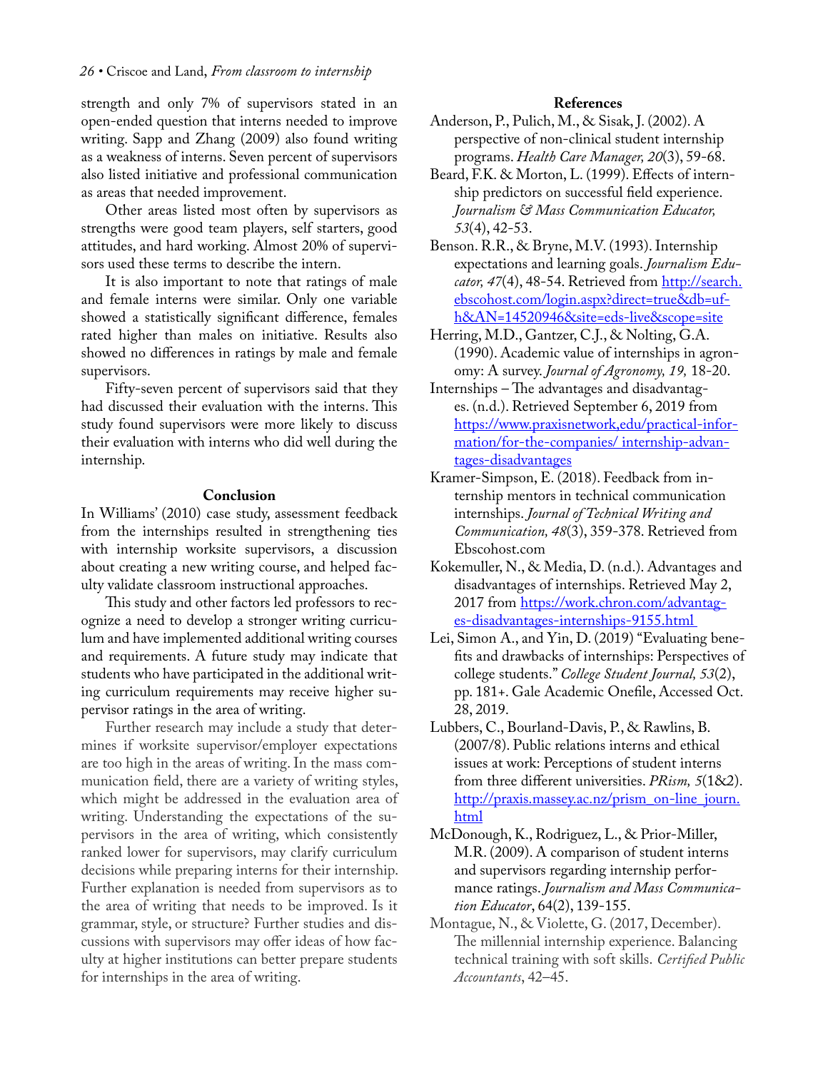strength and only 7% of supervisors stated in an open-ended question that interns needed to improve writing. Sapp and Zhang (2009) also found writing as a weakness of interns. Seven percent of supervisors also listed initiative and professional communication as areas that needed improvement.

Other areas listed most often by supervisors as strengths were good team players, self starters, good attitudes, and hard working. Almost 20% of supervisors used these terms to describe the intern.

It is also important to note that ratings of male and female interns were similar. Only one variable showed a statistically significant difference, females rated higher than males on initiative. Results also showed no differences in ratings by male and female supervisors.

Fifty-seven percent of supervisors said that they had discussed their evaluation with the interns. This study found supervisors were more likely to discuss their evaluation with interns who did well during the internship.

## Conclusion

In Williams' (2010) case study, assessment feedback from the internships resulted in strengthening ties with internship worksite supervisors, a discussion about creating a new writing course, and helped faculty validate classroom instructional approaches.

This study and other factors led professors to recognize a need to develop a stronger writing curriculum and have implemented additional writing courses and requirements. A future study may indicate that students who have participated in the additional writing curriculum requirements may receive higher supervisor ratings in the area of writing.

Further research may include a study that determines if worksite supervisor/employer expectations are too high in the areas of writing. In the mass communication field, there are a variety of writing styles, which might be addressed in the evaluation area of writing. Understanding the expectations of the supervisors in the area of writing, which consistently ranked lower for supervisors, may clarify curriculum decisions while preparing interns for their internship. Further explanation is needed from supervisors as to the area of writing that needs to be improved. Is it grammar, style, or structure? Further studies and discussions with supervisors may offer ideas of how faculty at higher institutions can better prepare students for internships in the area of writing.

## References

Anderson, P., Pulich, M., & Sisak, J. (2002). A perspective of non-clinical student internship programs. *Health Care Manager, 20*(3), 59-68.

Beard, F.K. & Morton, L. (1999). Effects of internship predictors on successful field experience. *Journalism & Mass Communication Educator, 53*(4), 42-53.

Benson. R.R., & Bryne, M.V. (1993). Internship expectations and learning goals. *Journalism Educator, 47*(4), 48-54. Retrieved from http://search.ebscohost.com/login.aspx?direct=true&db=ufh&AN=14520946&site=eds-live&scope=site

Herring, M.D., Gantzer, C.J., & Nolting, G.A. (1990). Academic value of internships in agronomy: A survey. *Journal of Agronomy, 19,* 18-20.

Internships – The advantages and disadvantages. (n.d.). Retrieved September 6, 2019 from https://www.praxisnetwork,edu/practical-information/for-the-companies/ internship-advantages-disadvantages

Kramer-Simpson, E. (2018). Feedback from internship mentors in technical communication internships. *Journal of Technical Writing and Communication, 48*(3), 359-378. Retrieved from Ebscohost.com

Kokemuller, N., & Media, D. (n.d.). Advantages and disadvantages of internships. Retrieved May 2, 2017 from https://work.chron.com/advantages-disadvantages-internships-9155.html

Lei, Simon A., and Yin, D. (2019) "Evaluating benefits and drawbacks of internships: Perspectives of college students." *College Student Journal, 53*(2), pp. 181+. Gale Academic Onefile, Accessed Oct. 28, 2019.

Lubbers, C., Bourland-Davis, P., & Rawlins, B. (2007/8). Public relations interns and ethical issues at work: Perceptions of student interns from three different universities. *PRism, 5*(1&2). http://praxis.massey.ac.nz/prism_on-line_journ.html

McDonough, K., Rodriguez, L., & Prior-Miller, M.R. (2009). A comparison of student interns and supervisors regarding internship performance ratings. *Journalism and Mass Communication Educator*, 64(2), 139-155.

Montague, N., & Violette, G. (2017, December). The millennial internship experience. Balancing technical training with soft skills. *Certified Public Accountants*, 42–45.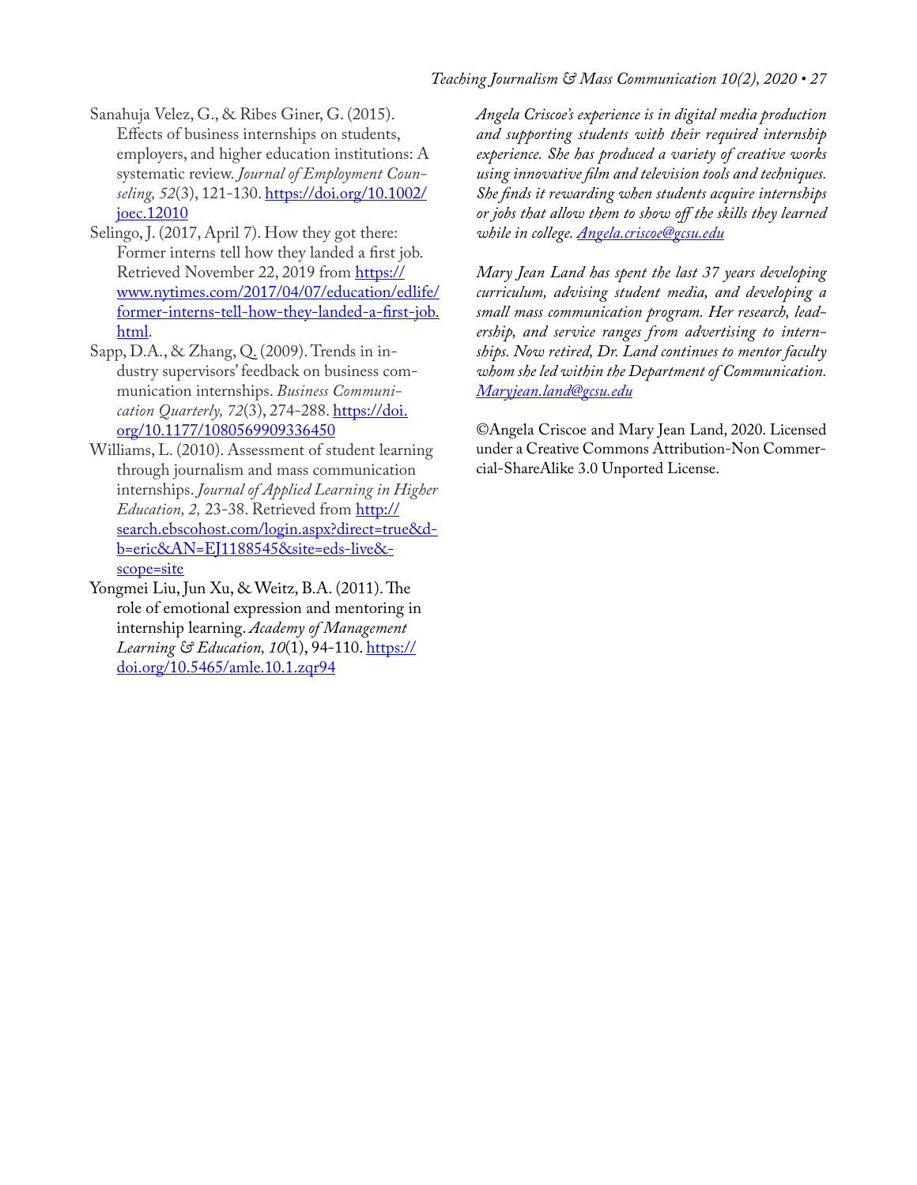Sanahuja Velez, G., & Ribes Giner, G. (2015). Effects of business internships on students, employers, and higher education institutions: A systematic review. *Journal of Employment Counseling, 52*(3), 121-130. https://doi.org/10.1002/joec.12010

Selingo, J. (2017, April 7). How they got there: Former interns tell how they landed a first job. Retrieved November 22, 2019 from https://www.nytimes.com/2017/04/07/education/edlife/former-interns-tell-how-they-landed-a-first-job.html.

Sapp, D.A., & Zhang, Q. (2009). Trends in industry supervisors' feedback on business communication internships. *Business Communication Quarterly, 72*(3), 274-288. https://doi.org/10.1177/1080569909336450

Williams, L. (2010). Assessment of student learning through journalism and mass communication internships. *Journal of Applied Learning in Higher Education, 2,* 23-38. Retrieved from http://search.ebscohost.com/login.aspx?direct=true&db=eric&AN=EJ1188545&site=eds-live&scope=site

Yongmei Liu, Jun Xu, & Weitz, B.A. (2011). The role of emotional expression and mentoring in internship learning. *Academy of Management Learning & Education, 10*(1), 94-110. https://doi.org/10.5465/amle.10.1.zqr94

*Angela Criscoe's experience is in digital media production and supporting students with their required internship experience. She has produced a variety of creative works using innovative film and television tools and techniques. She finds it rewarding when students acquire internships or jobs that allow them to show off the skills they learned while in college. Angela.criscoe@gcsu.edu*

*Mary Jean Land has spent the last 37 years developing curriculum, advising student media, and developing a small mass communication program. Her research, leadership, and service ranges from advertising to internships. Now retired, Dr. Land continues to mentor faculty whom she led within the Department of Communication. Maryjean.land@gcsu.edu*

©Angela Criscoe and Mary Jean Land, 2020. Licensed under a Creative Commons Attribution-Non Commercial-ShareAlike 3.0 Unported License.